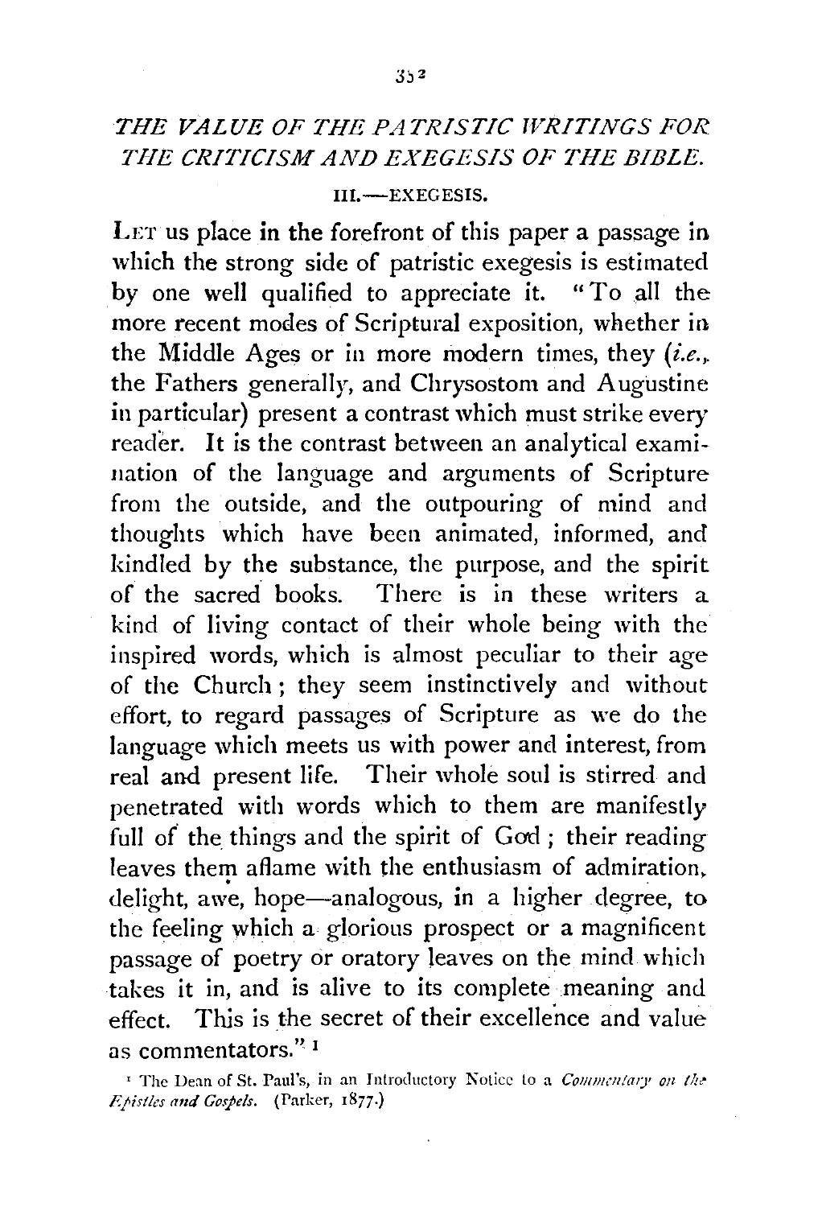# *THE VALUE OF THE PATRISTIC WRITINGS FOR THE CRITICISM AND EXEGESIS OF THE BIBLE.*

## III.—EXEGESIS.

LET us place in the forefront of this paper a passage in which the strong side of patristic exegesis is estimated by one well qualified to appreciate it. "To all the more recent modes of Scriptural exposition, whether in the Middle Ages or in more modern times, they (*i.e.*, the Fathers generally, and Chrysostom and Augustine in particular) present a contrast which must strike every reader. It is the contrast between an analytical examination of the language and arguments of Scripture from the outside, and the outpouring of mind and thoughts which have been animated, informed, and kindled by the substance, the purpose, and the spirit of the sacred books. There is in these writers a kind of living contact of their whole being with the inspired words, which is almost peculiar to their age of the Church; they seem instinctively and without effort, to regard passages of Scripture as we do the language which meets us with power and interest, from real and present life. Their whole soul is stirred and penetrated with words which to them are manifestly full of the things and the spirit of God; their reading leaves them aflame with the enthusiasm of admiration, delight, awe, hope—analogous, in a higher degree, to the feeling which a glorious prospect or a magnificent passage of poetry or oratory leaves on the mind which takes it in, and is alive to its complete meaning and effect. This is the secret of their excellence and value as commentators." [1]

[1] The Dean of St. Paul's, in an Introductory Notice to a *Commentary on the Epistles and Gospels*. (Parker, 1877.)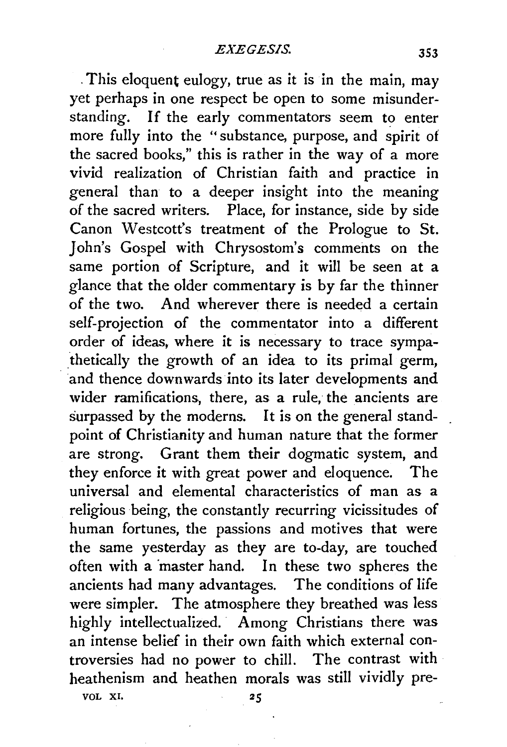This eloquent eulogy, true as it is in the main, may yet perhaps in one respect be open to some misunderstanding. If the early commentators seem to enter more fully into the "substance, purpose, and spirit of the sacred books," this is rather in the way of a more vivid realization of Christian faith and practice in general than to a deeper insight into the meaning of the sacred writers. Place, for instance, side by side Canon Westcott's treatment of the Prologue to St. John's Gospel with Chrysostom's comments on the same portion of Scripture, and it will be seen at a glance that the older commentary is by far the thinner of the two. And wherever there is needed a certain self-projection of the commentator into a different order of ideas, where it is necessary to trace sympathetically the growth of an idea to its primal germ, and thence downwards into its later developments and wider ramifications, there, as a rule, the ancients are surpassed by the moderns. It is on the general standpoint of Christianity and human nature that the former are strong. Grant them their dogmatic system, and they enforce it with great power and eloquence. The universal and elemental characteristics of man as a religious being, the constantly recurring vicissitudes of human fortunes, the passions and motives that were the same yesterday as they are to-day, are touched often with a master hand. In these two spheres the ancients had many advantages. The conditions of life were simpler. The atmosphere they breathed was less highly intellectualized. Among Christians there was an intense belief in their own faith which external controversies had no power to chill. The contrast with heathenism and heathen morals was still vividly pre-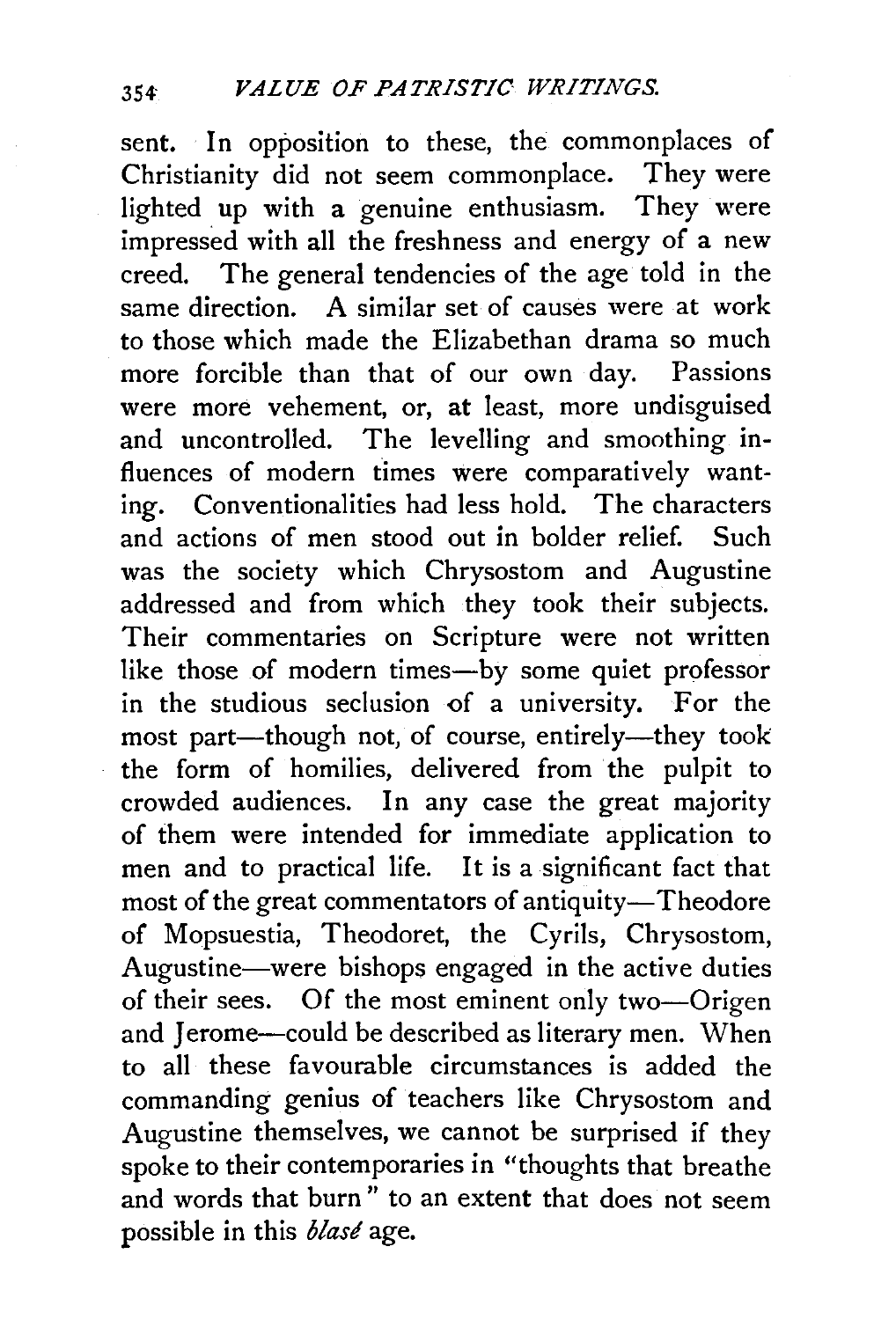sent. In opposition to these, the commonplaces of Christianity did not seem commonplace. They were lighted up with a genuine enthusiasm. They were impressed with all the freshness and energy of a new creed. The general tendencies of the age told in the same direction. A similar set of causes were at work to those which made the Elizabethan drama so much more forcible than that of our own day. Passions were more vehement, or, at least, more undisguised and uncontrolled. The levelling and smoothing influences of modern times were comparatively wanting. Conventionalities had less hold. The characters and actions of men stood out in bolder relief. Such was the society which Chrysostom and Augustine addressed and from which they took their subjects. Their commentaries on Scripture were not written like those of modern times—by some quiet professor in the studious seclusion of a university. For the most part—though not, of course, entirely—they took the form of homilies, delivered from the pulpit to crowded audiences. In any case the great majority of them were intended for immediate application to men and to practical life. It is a significant fact that most of the great commentators of antiquity—Theodore of Mopsuestia, Theodoret, the Cyrils, Chrysostom, Augustine—were bishops engaged in the active duties of their sees. Of the most eminent only two—Origen and Jerome—could be described as literary men. When to all these favourable circumstances is added the commanding genius of teachers like Chrysostom and Augustine themselves, we cannot be surprised if they spoke to their contemporaries in "thoughts that breathe and words that burn" to an extent that does not seem possible in this *blasé* age.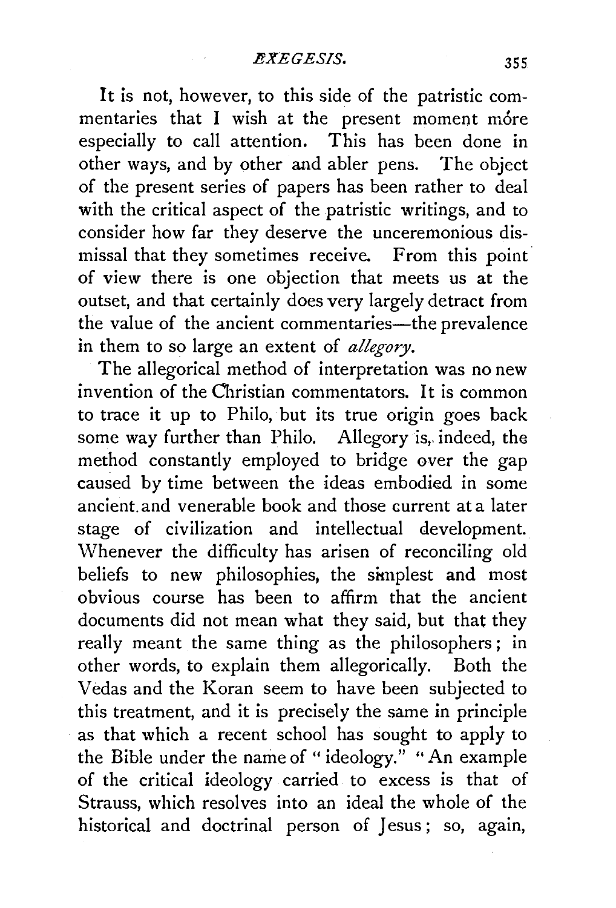It is not, however, to this side of the patristic commentaries that I wish at the present moment more especially to call attention. This has been done in other ways, and by other and abler pens. The object of the present series of papers has been rather to deal with the critical aspect of the patristic writings, and to consider how far they deserve the unceremonious dismissal that they sometimes receive. From this point of view there is one objection that meets us at the outset, and that certainly does very largely detract from the value of the ancient commentaries—the prevalence in them to so large an extent of *allegory*.

The allegorical method of interpretation was no new invention of the Christian commentators. It is common to trace it up to Philo, but its true origin goes back some way further than Philo. Allegory is, indeed, the method constantly employed to bridge over the gap caused by time between the ideas embodied in some ancient and venerable book and those current at a later stage of civilization and intellectual development. Whenever the difficulty has arisen of reconciling old beliefs to new philosophies, the simplest and most obvious course has been to affirm that the ancient documents did not mean what they said, but that they really meant the same thing as the philosophers; in other words, to explain them allegorically. Both the Vedas and the Koran seem to have been subjected to this treatment, and it is precisely the same in principle as that which a recent school has sought to apply to the Bible under the name of "ideology." "An example of the critical ideology carried to excess is that of Strauss, which resolves into an ideal the whole of the historical and doctrinal person of Jesus; so, again,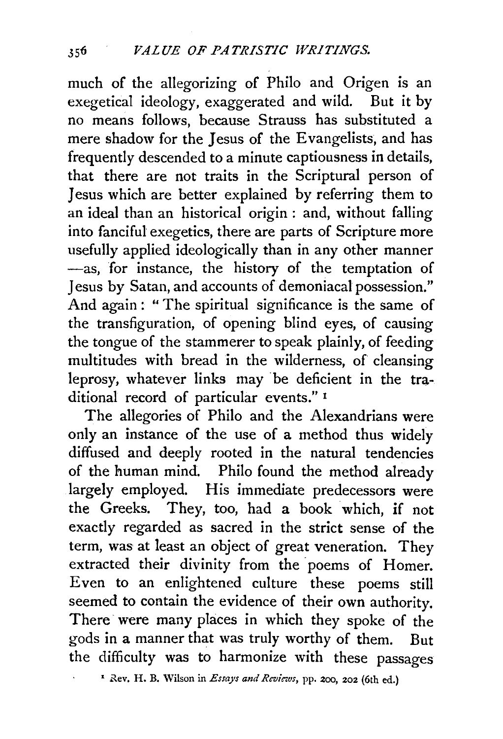much of the allegorizing of Philo and Origen is an exegetical ideology, exaggerated and wild. But it by no means follows, because Strauss has substituted a mere shadow for the Jesus of the Evangelists, and has frequently descended to a minute captiousness in details, that there are not traits in the Scriptural person of Jesus which are better explained by referring them to an ideal than an historical origin: and, without falling into fanciful exegetics, there are parts of Scripture more usefully applied ideologically than in any other manner —as, for instance, the history of the temptation of Jesus by Satan, and accounts of demoniacal possession." And again: "The spiritual significance is the same of the transfiguration, of opening blind eyes, of causing the tongue of the stammerer to speak plainly, of feeding multitudes with bread in the wilderness, of cleansing leprosy, whatever links may be deficient in the traditional record of particular events." [1]

The allegories of Philo and the Alexandrians were only an instance of the use of a method thus widely diffused and deeply rooted in the natural tendencies of the human mind. Philo found the method already largely employed. His immediate predecessors were the Greeks. They, too, had a book which, if not exactly regarded as sacred in the strict sense of the term, was at least an object of great veneration. They extracted their divinity from the poems of Homer. Even to an enlightened culture these poems still seemed to contain the evidence of their own authority. There were many places in which they spoke of the gods in a manner that was truly worthy of them. But the difficulty was to harmonize with these passages

[1] Rev. H. B. Wilson in *Essays and Reviews*, pp. 200, 202 (6th ed.)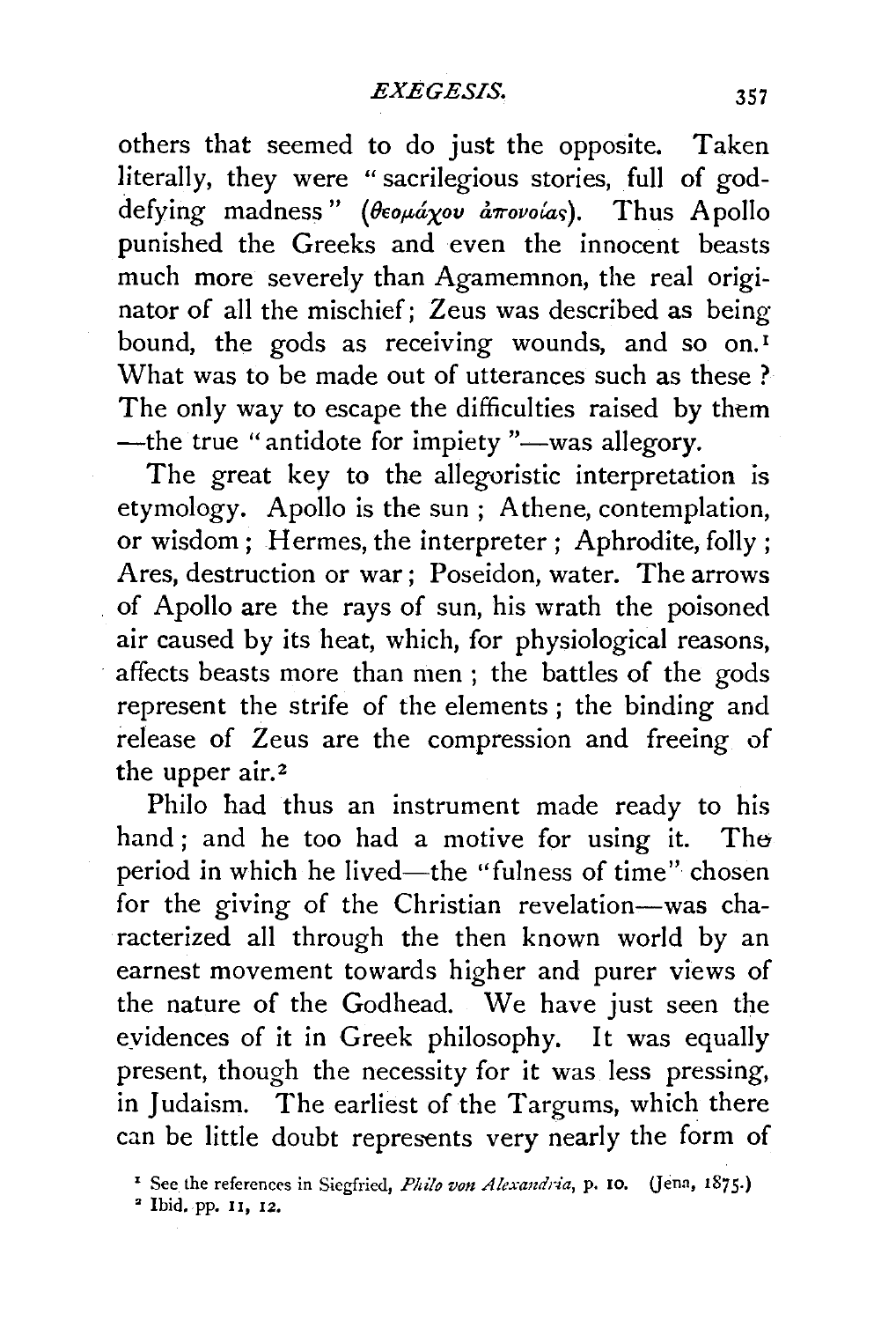others that seemed to do just the opposite. Taken literally, they were "sacrilegious stories, full of god-defying madness" (θεομάχου ἀπονοίας). Thus Apollo punished the Greeks and even the innocent beasts much more severely than Agamemnon, the real originator of all the mischief; Zeus was described as being bound, the gods as receiving wounds, and so on.[1] What was to be made out of utterances such as these? The only way to escape the difficulties raised by them —the true "antidote for impiety"—was allegory.

The great key to the allegoristic interpretation is etymology. Apollo is the sun; Athene, contemplation, or wisdom; Hermes, the interpreter; Aphrodite, folly; Ares, destruction or war; Poseidon, water. The arrows of Apollo are the rays of sun, his wrath the poisoned air caused by its heat, which, for physiological reasons, affects beasts more than men; the battles of the gods represent the strife of the elements; the binding and release of Zeus are the compression and freeing of the upper air.[2]

Philo had thus an instrument made ready to his hand; and he too had a motive for using it. The period in which he lived—the "fulness of time" chosen for the giving of the Christian revelation—was characterized all through the then known world by an earnest movement towards higher and purer views of the nature of the Godhead. We have just seen the evidences of it in Greek philosophy. It was equally present, though the necessity for it was less pressing, in Judaism. The earliest of the Targums, which there can be little doubt represents very nearly the form of

[1] See the references in Siegfried, *Philo von Alexandria*, p. 10. (Jena, 1875.)

[2] Ibid. pp. 11, 12.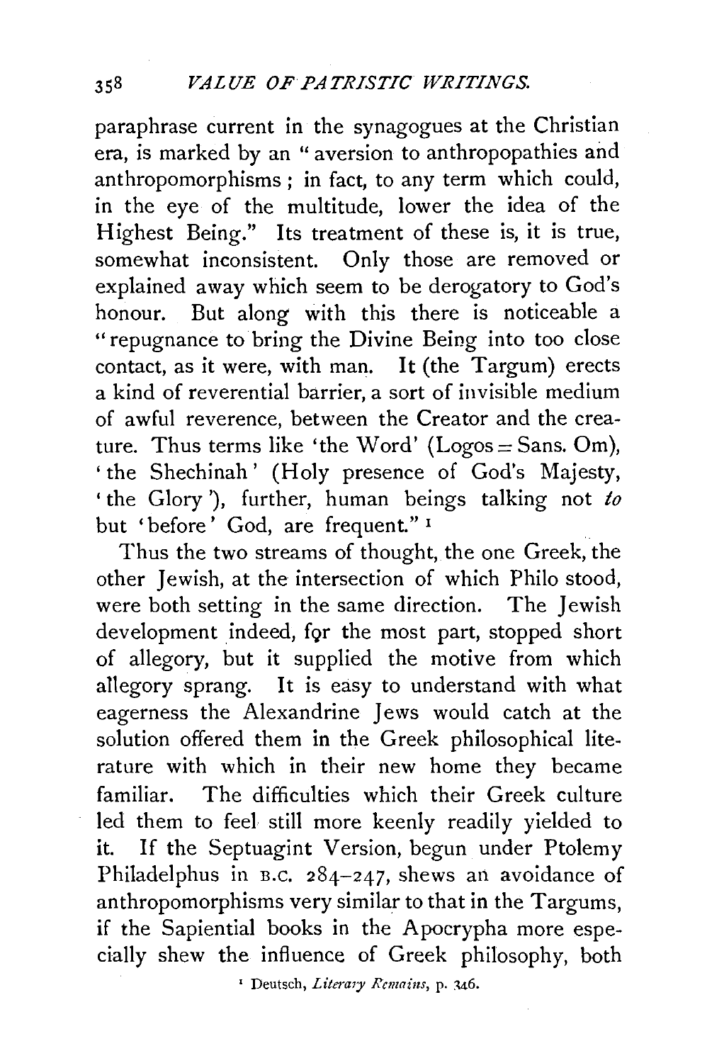paraphrase current in the synagogues at the Christian era, is marked by an "aversion to anthropopathies and anthropomorphisms; in fact, to any term which could, in the eye of the multitude, lower the idea of the Highest Being." Its treatment of these is, it is true, somewhat inconsistent. Only those are removed or explained away which seem to be derogatory to God's honour. But along with this there is noticeable a "repugnance to bring the Divine Being into too close contact, as it were, with man. It (the Targum) erects a kind of reverential barrier, a sort of invisible medium of awful reverence, between the Creator and the creature. Thus terms like 'the Word' (Logos = Sans. Om), 'the Shechinah' (Holy presence of God's Majesty, 'the Glory'), further, human beings talking not *to* but 'before' God, are frequent." [1]

Thus the two streams of thought, the one Greek, the other Jewish, at the intersection of which Philo stood, were both setting in the same direction. The Jewish development indeed, for the most part, stopped short of allegory, but it supplied the motive from which allegory sprang. It is easy to understand with what eagerness the Alexandrine Jews would catch at the solution offered them in the Greek philosophical literature with which in their new home they became familiar. The difficulties which their Greek culture led them to feel still more keenly readily yielded to it. If the Septuagint Version, begun under Ptolemy Philadelphus in B.C. 284–247, shews an avoidance of anthropomorphisms very similar to that in the Targums, if the Sapiential books in the Apocrypha more especially shew the influence of Greek philosophy, both

[1] Deutsch, *Literary Remains*, p. 346.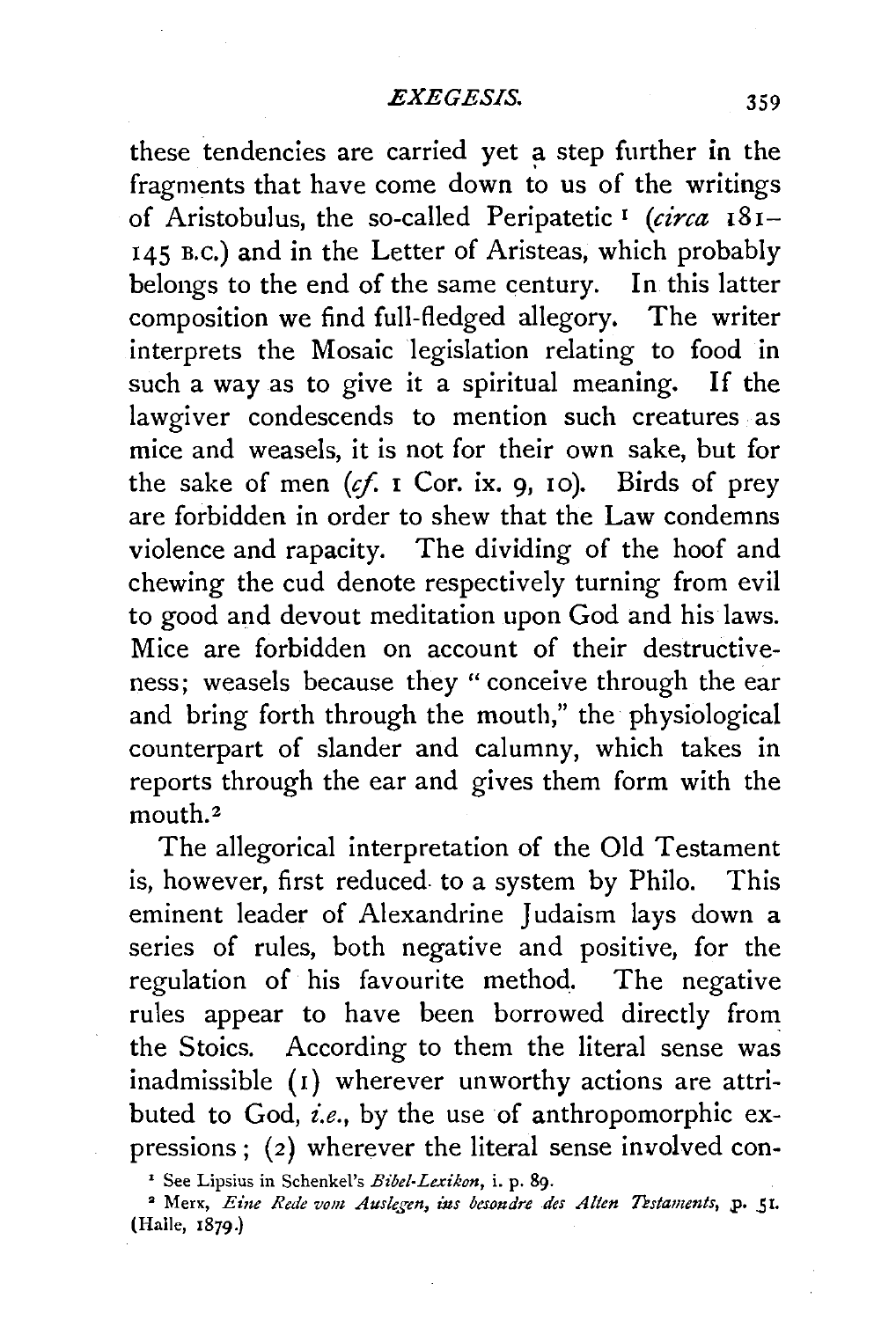these tendencies are carried yet a step further in the fragments that have come down to us of the writings of Aristobulus, the so-called Peripatetic[1] (*circa* 181–145 B.C.) and in the Letter of Aristeas, which probably belongs to the end of the same century. In this latter composition we find full-fledged allegory. The writer interprets the Mosaic legislation relating to food in such a way as to give it a spiritual meaning. If the lawgiver condescends to mention such creatures as mice and weasels, it is not for their own sake, but for the sake of men (*cf.* 1 Cor. ix. 9, 10). Birds of prey are forbidden in order to shew that the Law condemns violence and rapacity. The dividing of the hoof and chewing the cud denote respectively turning from evil to good and devout meditation upon God and his laws. Mice are forbidden on account of their destructiveness; weasels because they "conceive through the ear and bring forth through the mouth," the physiological counterpart of slander and calumny, which takes in reports through the ear and gives them form with the mouth.[2]

The allegorical interpretation of the Old Testament is, however, first reduced to a system by Philo. This eminent leader of Alexandrine Judaism lays down a series of rules, both negative and positive, for the regulation of his favourite method. The negative rules appear to have been borrowed directly from the Stoics. According to them the literal sense was inadmissible (1) wherever unworthy actions are attributed to God, *i.e.*, by the use of anthropomorphic expressions; (2) wherever the literal sense involved con-

[1] See Lipsius in Schenkel's *Bibel-Lexikon*, i. p. 89.

[2] Merx, *Eine Rede vom Auslegen, ins besondre des Alten Testaments*, p. 51. (Halle, 1879.)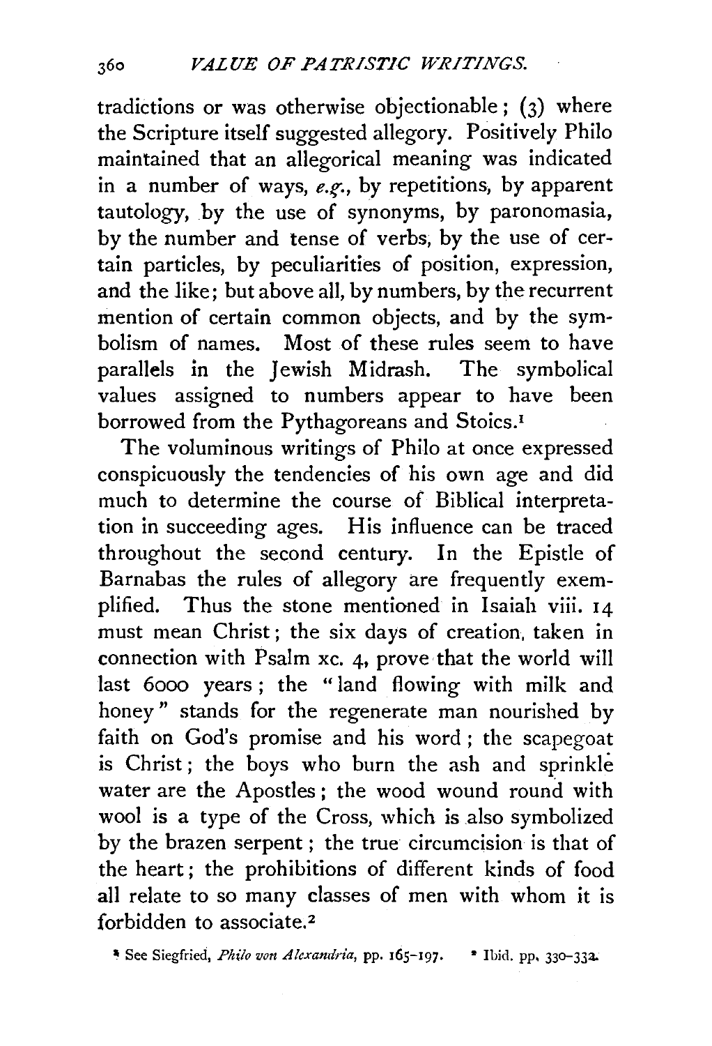tradictions or was otherwise objectionable; (3) where the Scripture itself suggested allegory. Positively Philo maintained that an allegorical meaning was indicated in a number of ways, *e.g.*, by repetitions, by apparent tautology, by the use of synonyms, by paronomasia, by the number and tense of verbs, by the use of certain particles, by peculiarities of position, expression, and the like; but above all, by numbers, by the recurrent mention of certain common objects, and by the symbolism of names. Most of these rules seem to have parallels in the Jewish Midrash. The symbolical values assigned to numbers appear to have been borrowed from the Pythagoreans and Stoics.[1]

The voluminous writings of Philo at once expressed conspicuously the tendencies of his own age and did much to determine the course of Biblical interpretation in succeeding ages. His influence can be traced throughout the second century. In the Epistle of Barnabas the rules of allegory are frequently exemplified. Thus the stone mentioned in Isaiah viii. 14 must mean Christ; the six days of creation, taken in connection with Psalm xc. 4, prove that the world will last 6000 years; the "land flowing with milk and honey" stands for the regenerate man nourished by faith on God's promise and his word; the scapegoat is Christ; the boys who burn the ash and sprinkle water are the Apostles; the wood wound round with wool is a type of the Cross, which is also symbolized by the brazen serpent; the true circumcision is that of the heart; the prohibitions of different kinds of food all relate to so many classes of men with whom it is forbidden to associate.[2]

[1] See Siegfried, *Philo von Alexandria*, pp. 165–197. [2] Ibid. pp. 330–332.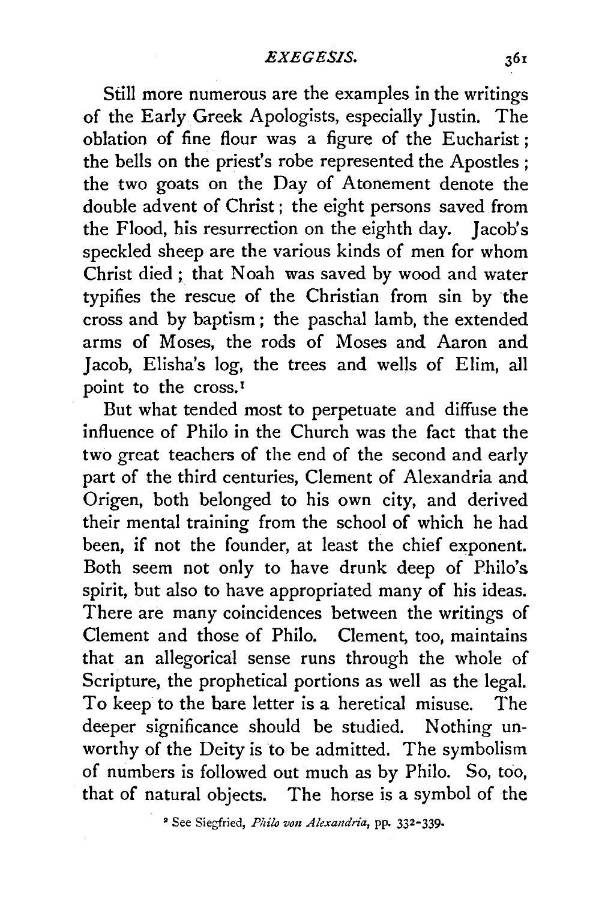Still more numerous are the examples in the writings of the Early Greek Apologists, especially Justin. The oblation of fine flour was a figure of the Eucharist; the bells on the priest's robe represented the Apostles; the two goats on the Day of Atonement denote the double advent of Christ; the eight persons saved from the Flood, his resurrection on the eighth day. Jacob's speckled sheep are the various kinds of men for whom Christ died; that Noah was saved by wood and water typifies the rescue of the Christian from sin by the cross and by baptism; the paschal lamb, the extended arms of Moses, the rods of Moses and Aaron and Jacob, Elisha's log, the trees and wells of Elim, all point to the cross.[1]

But what tended most to perpetuate and diffuse the influence of Philo in the Church was the fact that the two great teachers of the end of the second and early part of the third centuries, Clement of Alexandria and Origen, both belonged to his own city, and derived their mental training from the school of which he had been, if not the founder, at least the chief exponent. Both seem not only to have drunk deep of Philo's spirit, but also to have appropriated many of his ideas. There are many coincidences between the writings of Clement and those of Philo. Clement, too, maintains that an allegorical sense runs through the whole of Scripture, the prophetical portions as well as the legal. To keep to the bare letter is a heretical misuse. The deeper significance should be studied. Nothing unworthy of the Deity is to be admitted. The symbolism of numbers is followed out much as by Philo. So, too, that of natural objects. The horse is a symbol of the

[1] See Siegfried, *Philo von Alexandria*, pp. 332-339.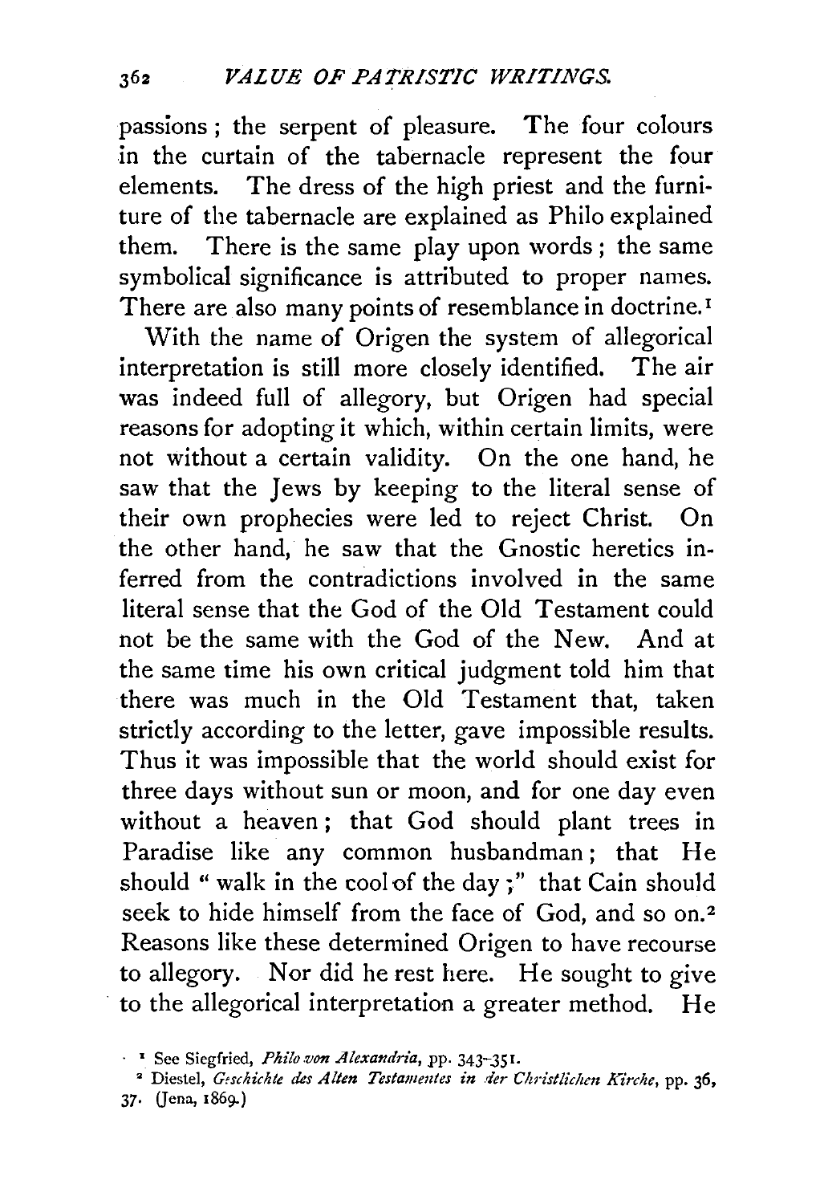passions; the serpent of pleasure. The four colours in the curtain of the tabernacle represent the four elements. The dress of the high priest and the furniture of the tabernacle are explained as Philo explained them. There is the same play upon words; the same symbolical significance is attributed to proper names. There are also many points of resemblance in doctrine.[1]

With the name of Origen the system of allegorical interpretation is still more closely identified. The air was indeed full of allegory, but Origen had special reasons for adopting it which, within certain limits, were not without a certain validity. On the one hand, he saw that the Jews by keeping to the literal sense of their own prophecies were led to reject Christ. On the other hand, he saw that the Gnostic heretics inferred from the contradictions involved in the same literal sense that the God of the Old Testament could not be the same with the God of the New. And at the same time his own critical judgment told him that there was much in the Old Testament that, taken strictly according to the letter, gave impossible results. Thus it was impossible that the world should exist for three days without sun or moon, and for one day even without a heaven; that God should plant trees in Paradise like any common husbandman; that He should "walk in the cool of the day;" that Cain should seek to hide himself from the face of God, and so on.[2] Reasons like these determined Origen to have recourse to allegory. Nor did he rest here. He sought to give to the allegorical interpretation a greater method. He

[1] See Siegfried, *Philo von Alexandria*, pp. 343-351.

[2] Diestel, *Geschichte des Alten Testamentes in der Christlichen Kirche*, pp. 36, 37. (Jena, 1869.)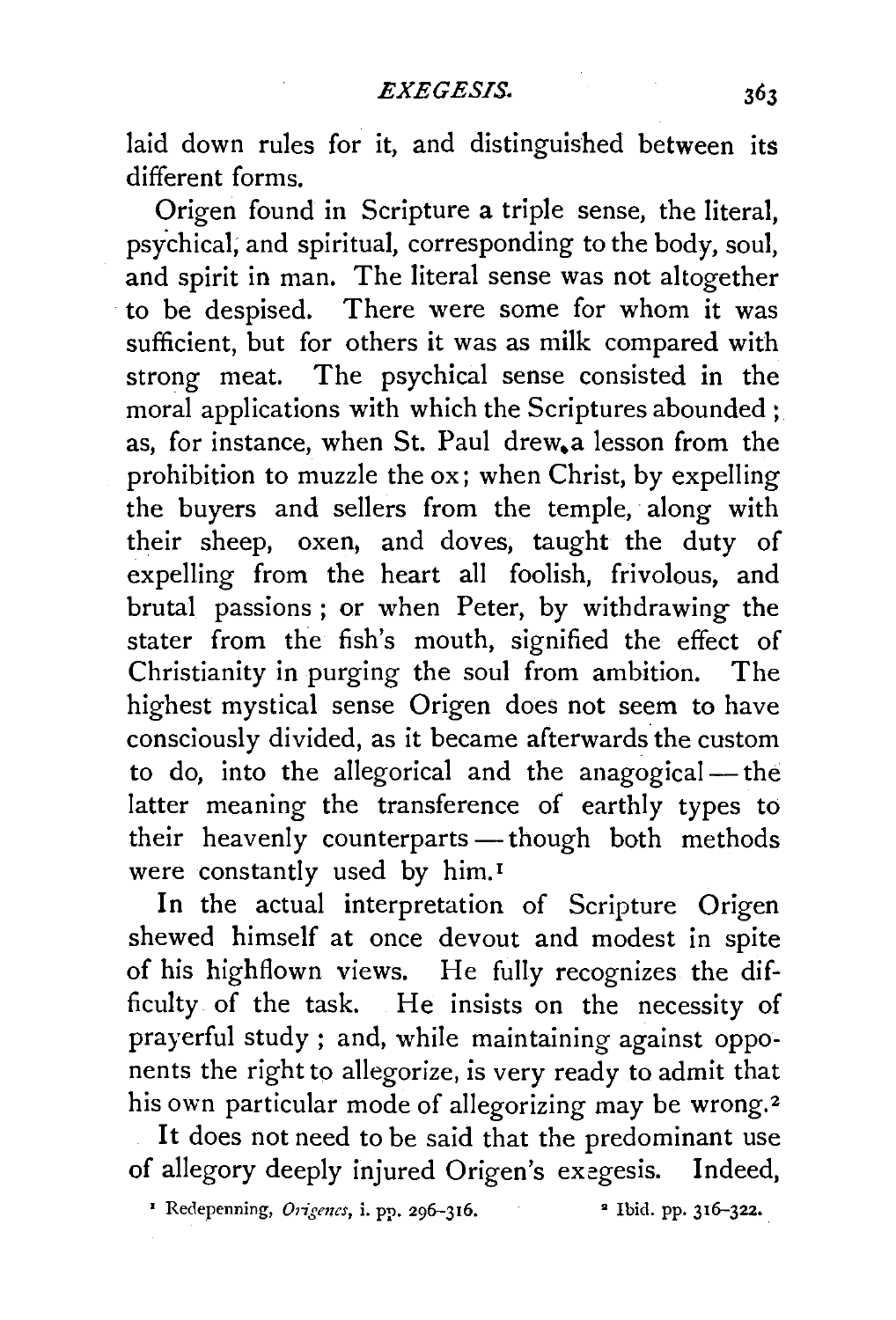laid down rules for it, and distinguished between its different forms.

Origen found in Scripture a triple sense, the literal, psychical, and spiritual, corresponding to the body, soul, and spirit in man. The literal sense was not altogether to be despised. There were some for whom it was sufficient, but for others it was as milk compared with strong meat. The psychical sense consisted in the moral applications with which the Scriptures abounded; as, for instance, when St. Paul drew a lesson from the prohibition to muzzle the ox; when Christ, by expelling the buyers and sellers from the temple, along with their sheep, oxen, and doves, taught the duty of expelling from the heart all foolish, frivolous, and brutal passions; or when Peter, by withdrawing the stater from the fish's mouth, signified the effect of Christianity in purging the soul from ambition. The highest mystical sense Origen does not seem to have consciously divided, as it became afterwards the custom to do, into the allegorical and the anagogical — the latter meaning the transference of earthly types to their heavenly counterparts — though both methods were constantly used by him.[1]

In the actual interpretation of Scripture Origen shewed himself at once devout and modest in spite of his highflown views. He fully recognizes the difficulty of the task. He insists on the necessity of prayerful study; and, while maintaining against opponents the right to allegorize, is very ready to admit that his own particular mode of allegorizing may be wrong.[2]

It does not need to be said that the predominant use of allegory deeply injured Origen's exegesis. Indeed,

[1] Redepenning, *Origenes*, i. pp. 296–316. [2] Ibid. pp. 316–322.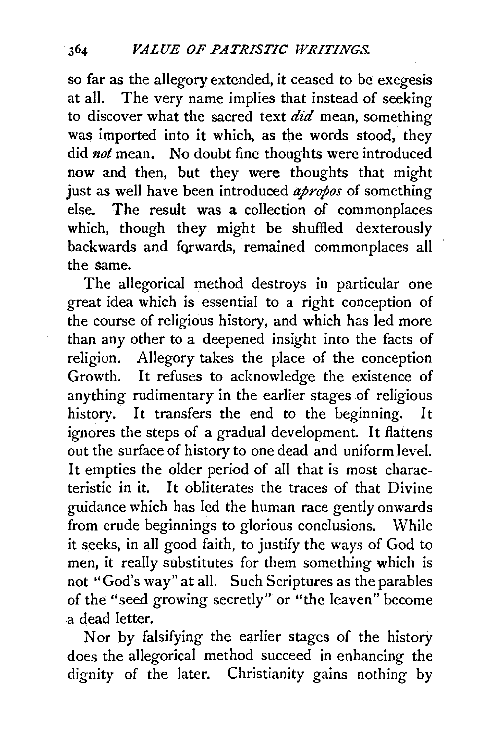so far as the allegory extended, it ceased to be exegesis at all. The very name implies that instead of seeking to discover what the sacred text *did* mean, something was imported into it which, as the words stood, they did *not* mean. No doubt fine thoughts were introduced now and then, but they were thoughts that might just as well have been introduced *apropos* of something else. The result was a collection of commonplaces which, though they might be shuffled dexterously backwards and forwards, remained commonplaces all the same.

The allegorical method destroys in particular one great idea which is essential to a right conception of the course of religious history, and which has led more than any other to a deepened insight into the facts of religion. Allegory takes the place of the conception Growth. It refuses to acknowledge the existence of anything rudimentary in the earlier stages of religious history. It transfers the end to the beginning. It ignores the steps of a gradual development. It flattens out the surface of history to one dead and uniform level. It empties the older period of all that is most characteristic in it. It obliterates the traces of that Divine guidance which has led the human race gently onwards from crude beginnings to glorious conclusions. While it seeks, in all good faith, to justify the ways of God to men, it really substitutes for them something which is not "God's way" at all. Such Scriptures as the parables of the "seed growing secretly" or "the leaven" become a dead letter.

Nor by falsifying the earlier stages of the history does the allegorical method succeed in enhancing the dignity of the later. Christianity gains nothing by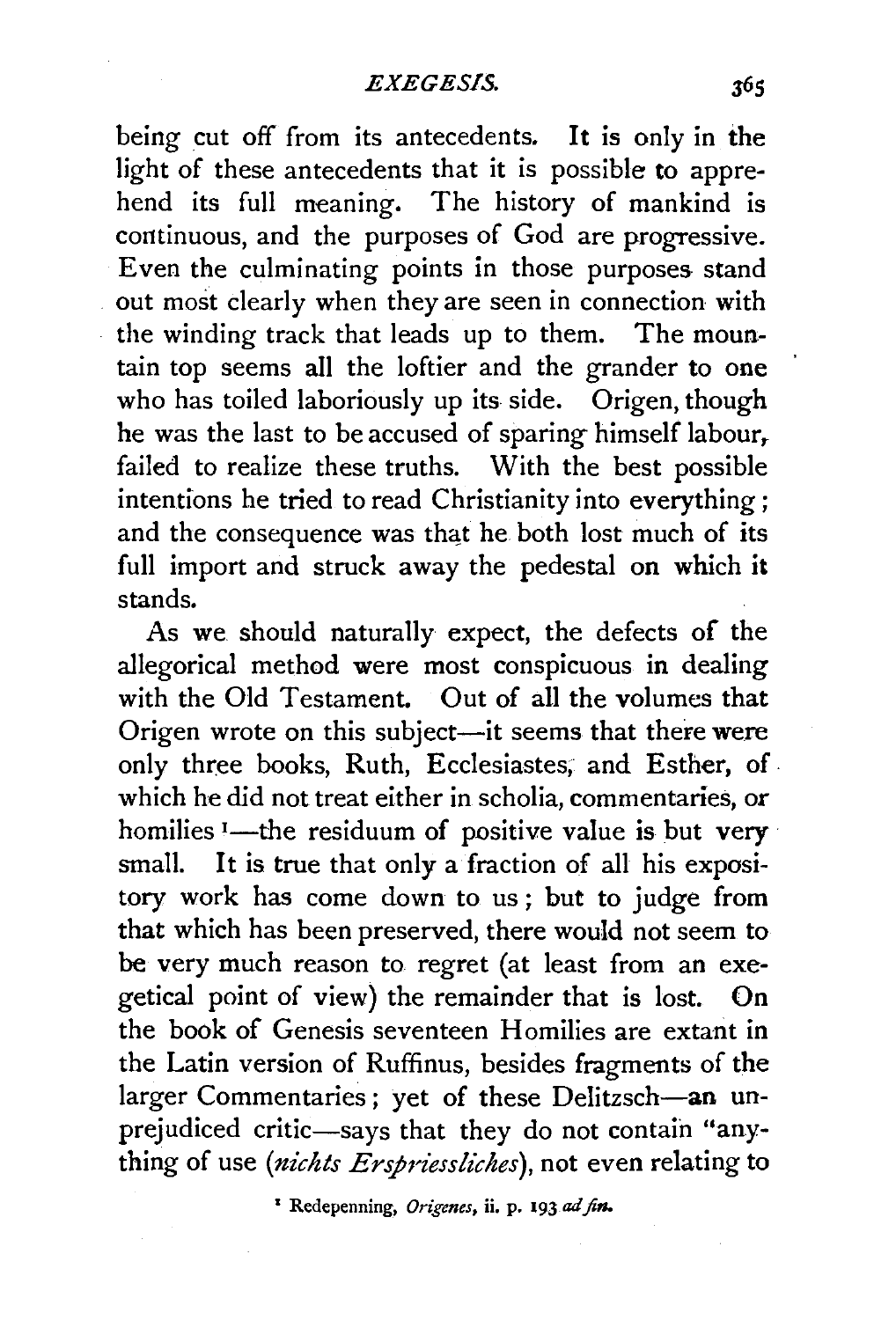being cut off from its antecedents. It is only in the light of these antecedents that it is possible to apprehend its full meaning. The history of mankind is continuous, and the purposes of God are progressive. Even the culminating points in those purposes stand out most clearly when they are seen in connection with the winding track that leads up to them. The mountain top seems all the loftier and the grander to one who has toiled laboriously up its side. Origen, though he was the last to be accused of sparing himself labour, failed to realize these truths. With the best possible intentions he tried to read Christianity into everything; and the consequence was that he both lost much of its full import and struck away the pedestal on which it stands.

As we should naturally expect, the defects of the allegorical method were most conspicuous in dealing with the Old Testament. Out of all the volumes that Origen wrote on this subject—it seems that there were only three books, Ruth, Ecclesiastes, and Esther, of which he did not treat either in scholia, commentaries, or homilies [1]—the residuum of positive value is but very small. It is true that only a fraction of all his expository work has come down to us; but to judge from that which has been preserved, there would not seem to be very much reason to regret (at least from an exegetical point of view) the remainder that is lost. On the book of Genesis seventeen Homilies are extant in the Latin version of Ruffinus, besides fragments of the larger Commentaries; yet of these Delitzsch—an unprejudiced critic—says that they do not contain "anything of use (*nichts Erspriessliches*), not even relating to

[1] Redepenning, *Origenes*, ii. p. 193 *ad fin.*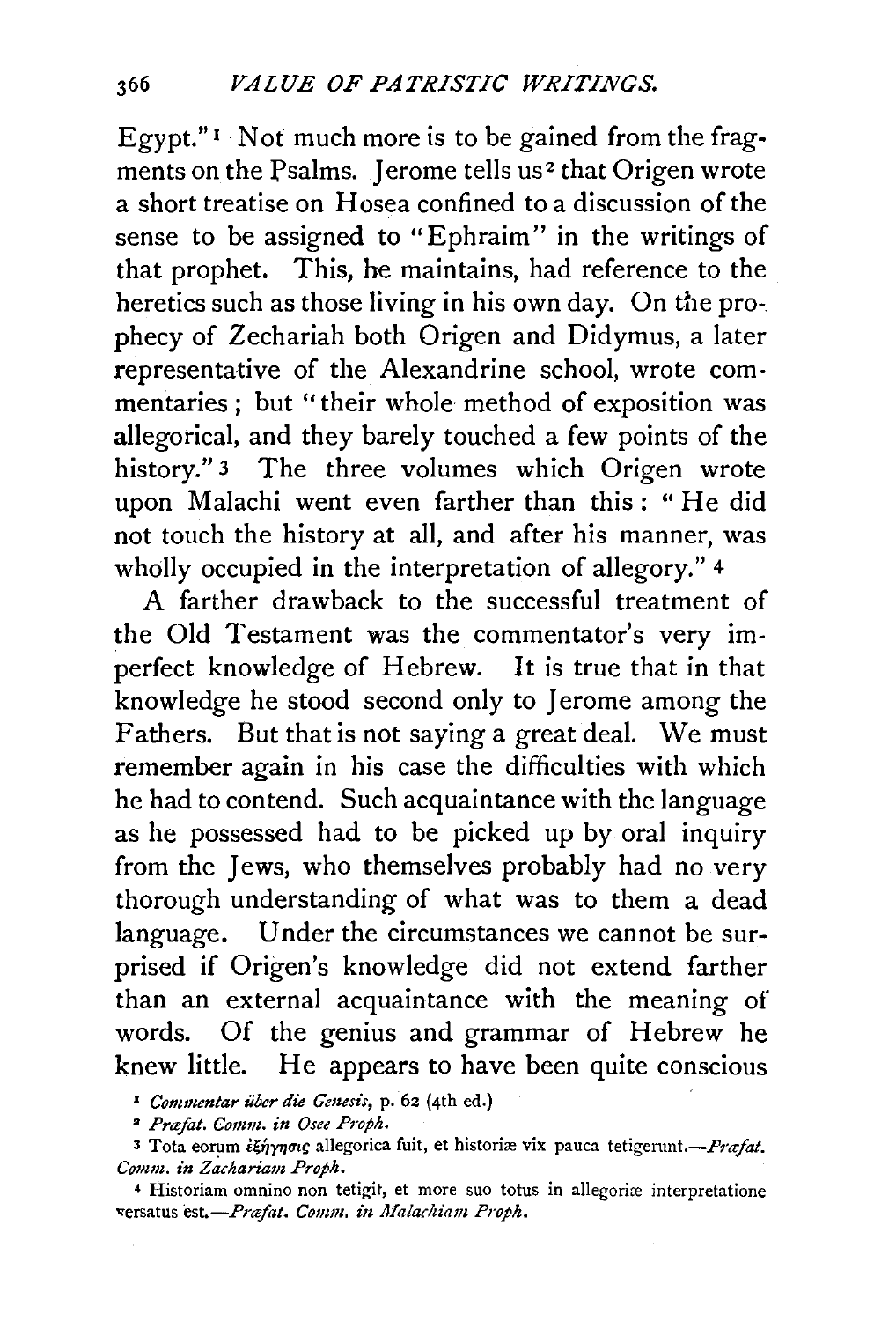Egypt."[1] Not much more is to be gained from the fragments on the Psalms. Jerome tells us[2] that Origen wrote a short treatise on Hosea confined to a discussion of the sense to be assigned to "Ephraim" in the writings of that prophet. This, he maintains, had reference to the heretics such as those living in his own day. On the prophecy of Zechariah both Origen and Didymus, a later representative of the Alexandrine school, wrote commentaries; but "their whole method of exposition was allegorical, and they barely touched a few points of the history."[3] The three volumes which Origen wrote upon Malachi went even farther than this: "He did not touch the history at all, and after his manner, was wholly occupied in the interpretation of allegory." [4]

A farther drawback to the successful treatment of the Old Testament was the commentator's very imperfect knowledge of Hebrew. It is true that in that knowledge he stood second only to Jerome among the Fathers. But that is not saying a great deal. We must remember again in his case the difficulties with which he had to contend. Such acquaintance with the language as he possessed had to be picked up by oral inquiry from the Jews, who themselves probably had no very thorough understanding of what was to them a dead language. Under the circumstances we cannot be surprised if Origen's knowledge did not extend farther than an external acquaintance with the meaning of words. Of the genius and grammar of Hebrew he knew little. He appears to have been quite conscious

[1] *Commentar über die Genesis*, p. 62 (4th ed.)

[2] *Præfat. Comm. in Osee Proph.*

[3] Tota eorum ἐξήγησις allegorica fuit, et historiæ vix pauca tetigerunt.—*Præfat. Comm. in Zachariam Proph.*

[4] Historiam omnino non tetigit, et more suo totus in allegoriæ interpretatione versatus est.—*Præfat. Comm. in Malachiam Proph.*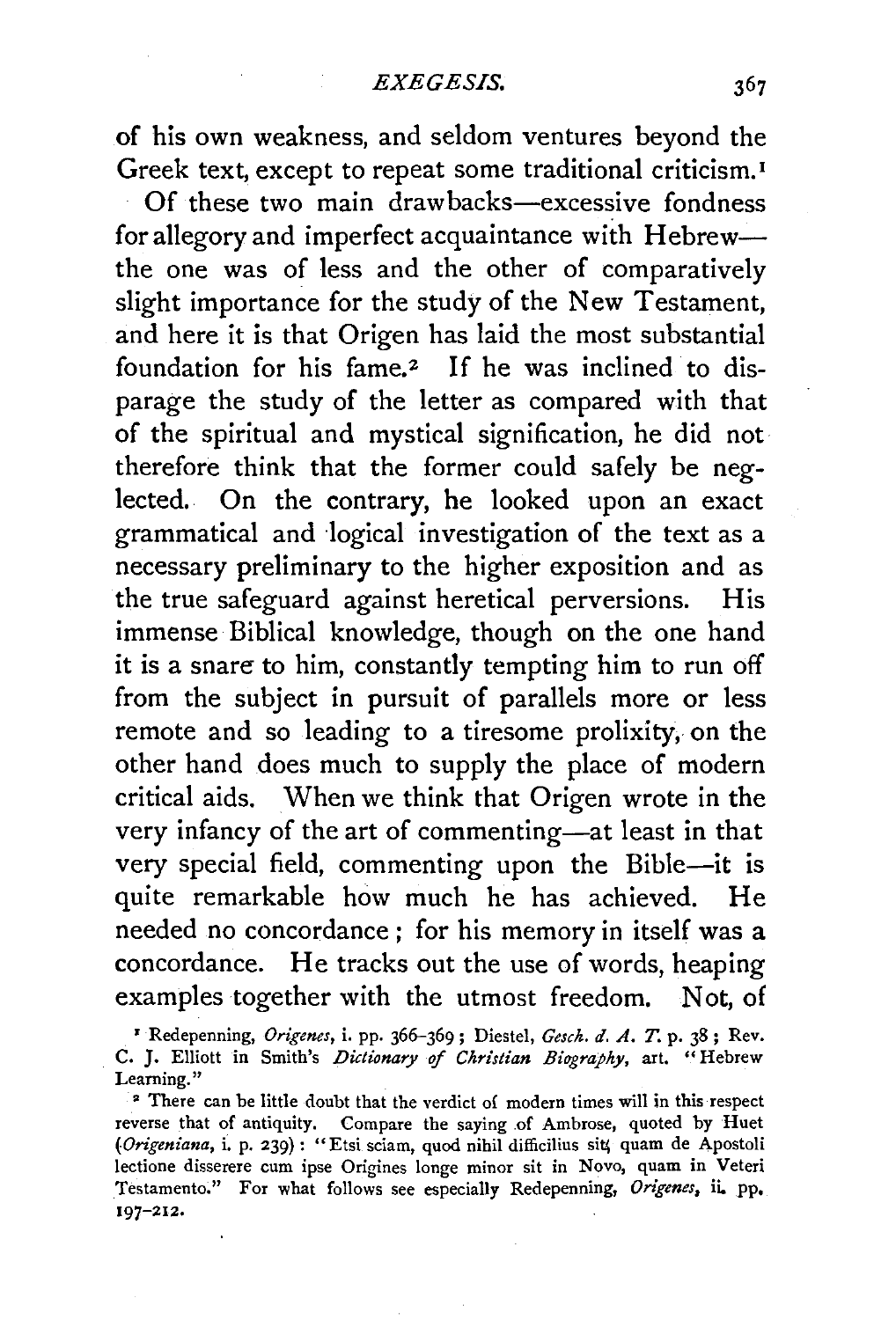of his own weakness, and seldom ventures beyond the Greek text, except to repeat some traditional criticism.[1]

Of these two main drawbacks—excessive fondness for allegory and imperfect acquaintance with Hebrew—the one was of less and the other of comparatively slight importance for the study of the New Testament, and here it is that Origen has laid the most substantial foundation for his fame.[2] If he was inclined to disparage the study of the letter as compared with that of the spiritual and mystical signification, he did not therefore think that the former could safely be neglected. On the contrary, he looked upon an exact grammatical and logical investigation of the text as a necessary preliminary to the higher exposition and as the true safeguard against heretical perversions. His immense Biblical knowledge, though on the one hand it is a snare to him, constantly tempting him to run off from the subject in pursuit of parallels more or less remote and so leading to a tiresome prolixity, on the other hand does much to supply the place of modern critical aids. When we think that Origen wrote in the very infancy of the art of commenting—at least in that very special field, commenting upon the Bible—it is quite remarkable how much he has achieved. He needed no concordance; for his memory in itself was a concordance. He tracks out the use of words, heaping examples together with the utmost freedom. Not, of

[1] Redepenning, *Origenes*, i. pp. 366–369; Diestel, *Gesch. d. A. T.* p. 38; Rev. C. J. Elliott in Smith's *Dictionary of Christian Biography*, art. "Hebrew Learning."

[2] There can be little doubt that the verdict of modern times will in this respect reverse that of antiquity. Compare the saying of Ambrose, quoted by Huet (*Origeniana*, i. p. 239): "Etsi sciam, quod nihil difficilius sit, quam de Apostoli lectione disserere cum ipse Origines longe minor sit in Novo, quam in Veteri Testamento." For what follows see especially Redepenning, *Origenes*, ii. pp. 197–212.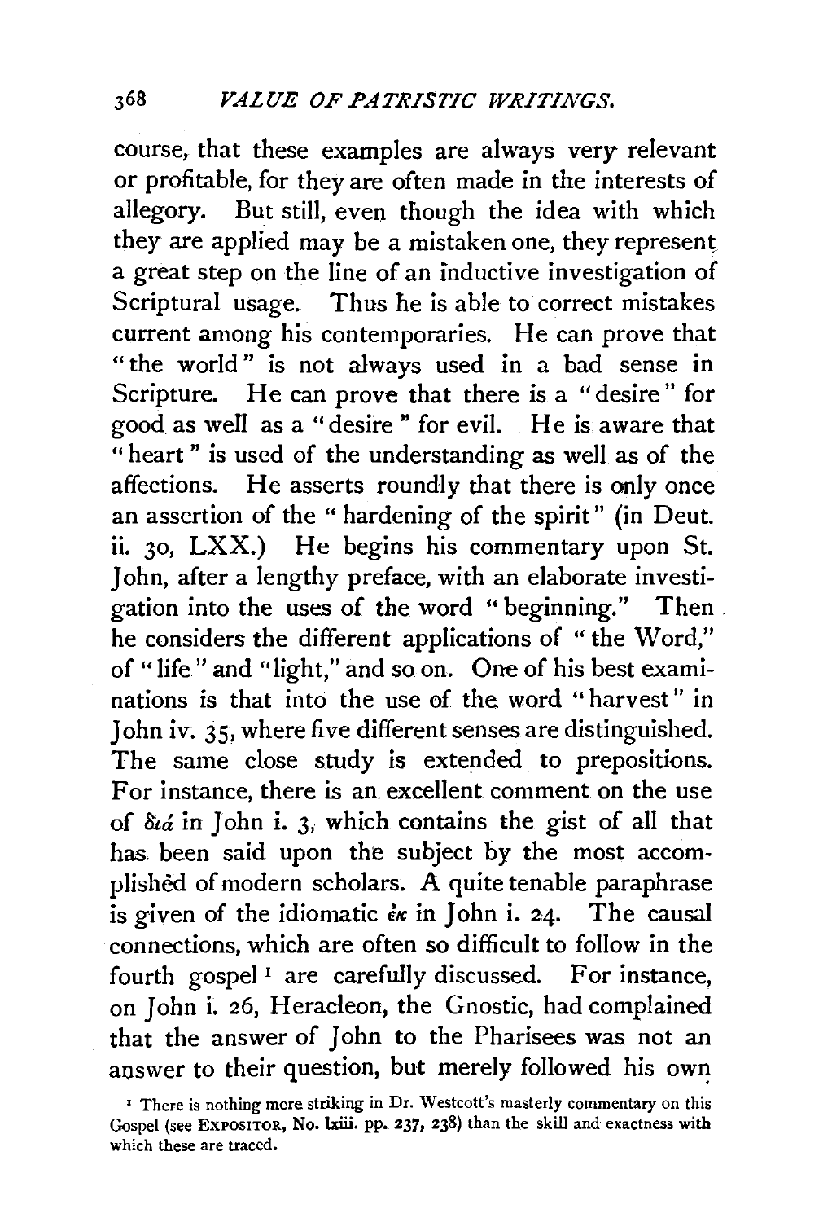course, that these examples are always very relevant or profitable, for they are often made in the interests of allegory. But still, even though the idea with which they are applied may be a mistaken one, they represent a great step on the line of an inductive investigation of Scriptural usage. Thus he is able to correct mistakes current among his contemporaries. He can prove that "the world" is not always used in a bad sense in Scripture. He can prove that there is a "desire" for good as well as a "desire" for evil. He is aware that "heart" is used of the understanding as well as of the affections. He asserts roundly that there is only once an assertion of the "hardening of the spirit" (in Deut. ii. 30, LXX.) He begins his commentary upon St. John, after a lengthy preface, with an elaborate investigation into the uses of the word "beginning." Then he considers the different applications of "the Word," of "life" and "light," and so on. One of his best examinations is that into the use of the word "harvest" in John iv. 35, where five different senses are distinguished. The same close study is extended to prepositions. For instance, there is an excellent comment on the use of διά in John i. 3, which contains the gist of all that has been said upon the subject by the most accomplished of modern scholars. A quite tenable paraphrase is given of the idiomatic ἐκ in John i. 24. The causal connections, which are often so difficult to follow in the fourth gospel[1] are carefully discussed. For instance, on John i. 26, Heracleon, the Gnostic, had complained that the answer of John to the Pharisees was not an answer to their question, but merely followed his own

[1] There is nothing more striking in Dr. Westcott's masterly commentary on this Gospel (see EXPOSITOR, No. lxiii. pp. 237, 238) than the skill and exactness with which these are traced.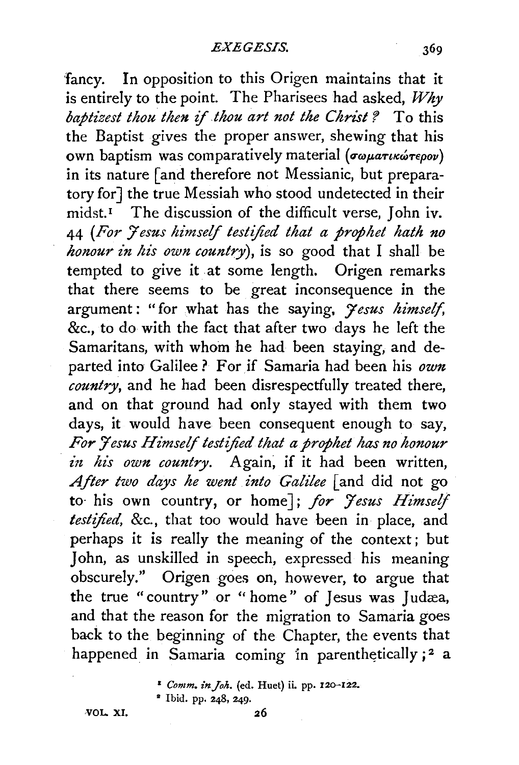fancy. In opposition to this Origen maintains that it is entirely to the point. The Pharisees had asked, *Why baptizest thou then if thou art not the Christ?* To this the Baptist gives the proper answer, shewing that his own baptism was comparatively material (σωματικώτερον) in its nature [and therefore not Messianic, but preparatory for] the true Messiah who stood undetected in their midst.[1] The discussion of the difficult verse, John iv. 44 (*For Jesus himself testified that a prophet hath no honour in his own country*), is so good that I shall be tempted to give it at some length. Origen remarks that there seems to be great inconsequence in the argument: "for what has the saying, *Jesus himself*, &c., to do with the fact that after two days he left the Samaritans, with whom he had been staying, and departed into Galilee? For if Samaria had been his *own country*, and he had been disrespectfully treated there, and on that ground had only stayed with them two days, it would have been consequent enough to say, *For Jesus Himself testified that a prophet has no honour in his own country.* Again, if it had been written, *After two days he went into Galilee* [and did not go to his own country, or home]; *for Jesus Himself testified*, &c., that too would have been in place, and perhaps it is really the meaning of the context; but John, as unskilled in speech, expressed his meaning obscurely." Origen goes on, however, to argue that the true "country" or "home" of Jesus was Judæa, and that the reason for the migration to Samaria goes back to the beginning of the Chapter, the events that happened in Samaria coming in parenthetically;[2] a

[1] *Comm. in Joh.* (ed. Huet) ii. pp. 120–122.

[2] Ibid. pp. 248, 249.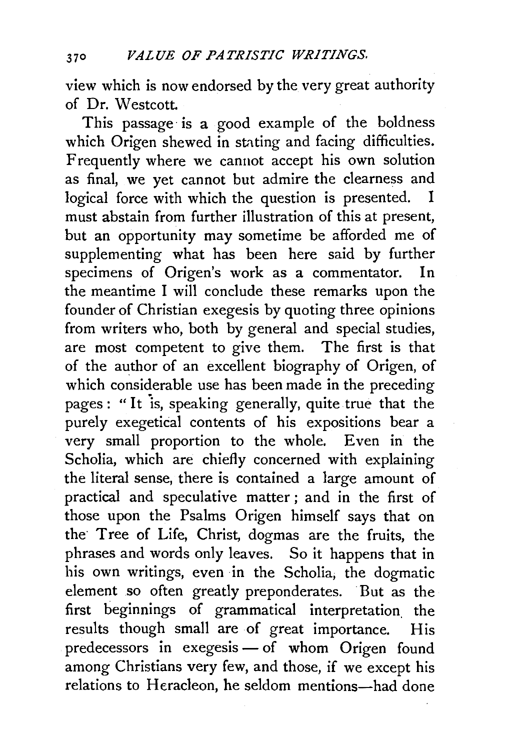view which is now endorsed by the very great authority of Dr. Westcott.

This passage is a good example of the boldness which Origen shewed in stating and facing difficulties. Frequently where we cannot accept his own solution as final, we yet cannot but admire the clearness and logical force with which the question is presented. I must abstain from further illustration of this at present, but an opportunity may sometime be afforded me of supplementing what has been here said by further specimens of Origen's work as a commentator. In the meantime I will conclude these remarks upon the founder of Christian exegesis by quoting three opinions from writers who, both by general and special studies, are most competent to give them. The first is that of the author of an excellent biography of Origen, of which considerable use has been made in the preceding pages: "It is, speaking generally, quite true that the purely exegetical contents of his expositions bear a very small proportion to the whole. Even in the Scholia, which are chiefly concerned with explaining the literal sense, there is contained a large amount of practical and speculative matter; and in the first of those upon the Psalms Origen himself says that on the Tree of Life, Christ, dogmas are the fruits, the phrases and words only leaves. So it happens that in his own writings, even in the Scholia, the dogmatic element so often greatly preponderates. But as the first beginnings of grammatical interpretation the results though small are of great importance. His predecessors in exegesis — of whom Origen found among Christians very few, and those, if we except his relations to Heracleon, he seldom mentions—had done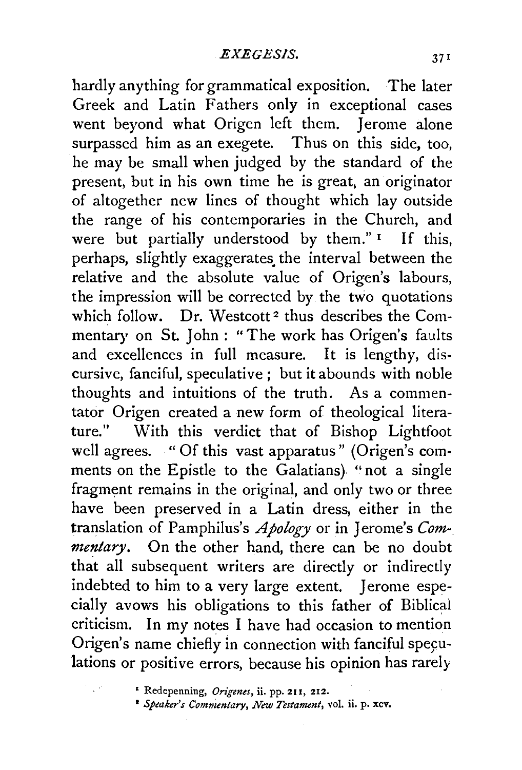hardly anything for grammatical exposition. The later Greek and Latin Fathers only in exceptional cases went beyond what Origen left them. Jerome alone surpassed him as an exegete. Thus on this side, too, he may be small when judged by the standard of the present, but in his own time he is great, an originator of altogether new lines of thought which lay outside the range of his contemporaries in the Church, and were but partially understood by them." [1] If this, perhaps, slightly exaggerates the interval between the relative and the absolute value of Origen's labours, the impression will be corrected by the two quotations which follow. Dr. Westcott [2] thus describes the Commentary on St. John: "The work has Origen's faults and excellences in full measure. It is lengthy, discursive, fanciful, speculative; but it abounds with noble thoughts and intuitions of the truth. As a commentator Origen created a new form of theological literature." With this verdict that of Bishop Lightfoot well agrees. "Of this vast apparatus" (Origen's comments on the Epistle to the Galatians) "not a single fragment remains in the original, and only two or three have been preserved in a Latin dress, either in the translation of Pamphilus's *Apology* or in Jerome's *Commentary*. On the other hand, there can be no doubt that all subsequent writers are directly or indirectly indebted to him to a very large extent. Jerome especially avows his obligations to this father of Biblical criticism. In my notes I have had occasion to mention Origen's name chiefly in connection with fanciful speculations or positive errors, because his opinion has rarely

[1] Redepenning, *Origenes*, ii. pp. 211, 212.

[2] *Speaker's Commentary, New Testament*, vol. ii. p. xcv.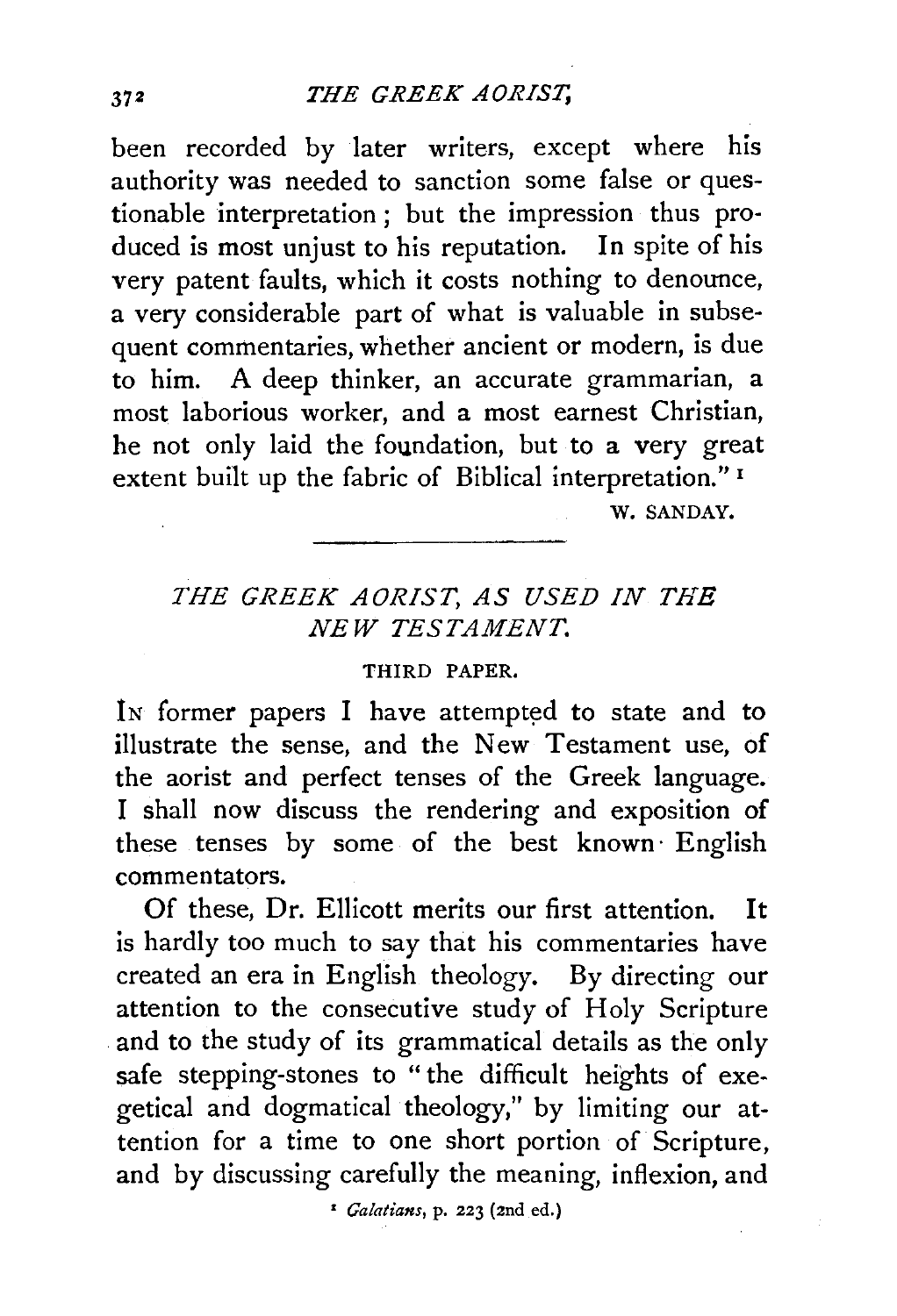been recorded by later writers, except where his authority was needed to sanction some false or questionable interpretation; but the impression thus produced is most unjust to his reputation. In spite of his very patent faults, which it costs nothing to denounce, a very considerable part of what is valuable in subsequent commentaries, whether ancient or modern, is due to him. A deep thinker, an accurate grammarian, a most laborious worker, and a most earnest Christian, he not only laid the foundation, but to a very great extent built up the fabric of Biblical interpretation."[1]

W. SANDAY.

---

## *THE GREEK AORIST, AS USED IN THE NEW TESTAMENT.*

### THIRD PAPER.

IN former papers I have attempted to state and to illustrate the sense, and the New Testament use, of the aorist and perfect tenses of the Greek language. I shall now discuss the rendering and exposition of these tenses by some of the best known English commentators.

Of these, Dr. Ellicott merits our first attention. It is hardly too much to say that his commentaries have created an era in English theology. By directing our attention to the consecutive study of Holy Scripture and to the study of its grammatical details as the only safe stepping-stones to "the difficult heights of exegetical and dogmatical theology," by limiting our attention for a time to one short portion of Scripture, and by discussing carefully the meaning, inflexion, and

[1] *Galatians*, p. 223 (2nd ed.)